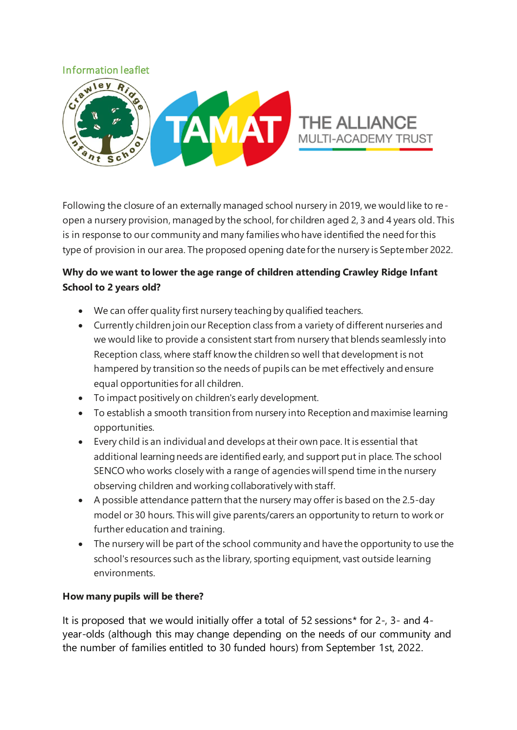Information leaflet

Crawley Ridge Infant School

TAMAT THE ALLIANCE MULTI-ACADEMY TRUST

Following the closure of an externally managed school nursery in 2019, we would like to re-open a nursery provision, managed by the school, for children aged 2, 3 and 4 years old. This is in response to our community and many families who have identified the need for this type of provision in our area. The proposed opening date for the nursery is September 2022.

**Why do we want to lower the age range of children attending Crawley Ridge Infant School to 2 years old?**

- We can offer quality first nursery teaching by qualified teachers.
- Currently children join our Reception class from a variety of different nurseries and we would like to provide a consistent start from nursery that blends seamlessly into Reception class, where staff know the children so well that development is not hampered by transition so the needs of pupils can be met effectively and ensure equal opportunities for all children.
- To impact positively on children's early development.
- To establish a smooth transition from nursery into Reception and maximise learning opportunities.
- Every child is an individual and develops at their own pace. It is essential that additional learning needs are identified early, and support put in place. The school SENCO who works closely with a range of agencies will spend time in the nursery observing children and working collaboratively with staff.
- A possible attendance pattern that the nursery may offer is based on the 2.5-day model or 30 hours. This will give parents/carers an opportunity to return to work or further education and training.
- The nursery will be part of the school community and have the opportunity to use the school's resources such as the library, sporting equipment, vast outside learning environments.

**How many pupils will be there?**

It is proposed that we would initially offer a total of 52 sessions* for 2-, 3- and 4-year-olds (although this may change depending on the needs of our community and the number of families entitled to 30 funded hours) from September 1st, 2022.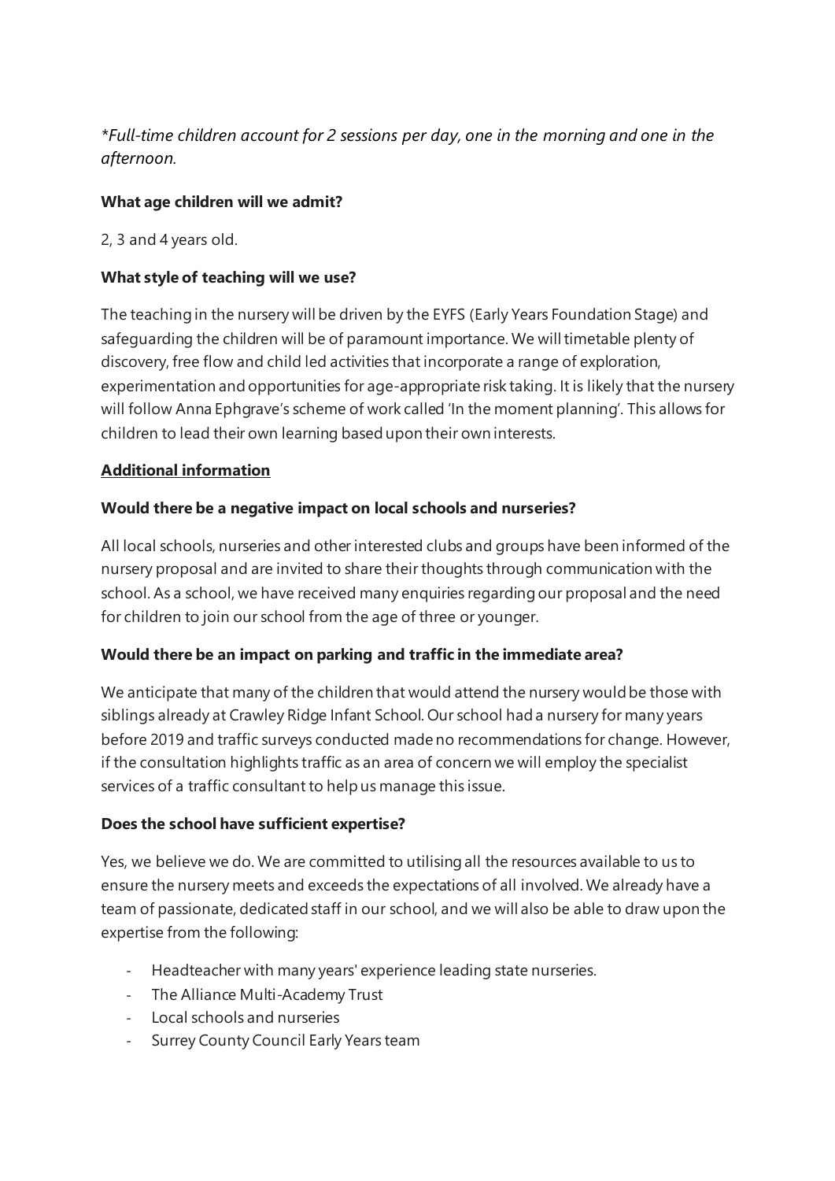*\*Full-time children account for 2 sessions per day, one in the morning and one in the afternoon.*

**What age children will we admit?**

2, 3 and 4 years old.

**What style of teaching will we use?**

The teaching in the nursery will be driven by the EYFS (Early Years Foundation Stage) and safeguarding the children will be of paramount importance. We will timetable plenty of discovery, free flow and child led activities that incorporate a range of exploration, experimentation and opportunities for age-appropriate risk taking. It is likely that the nursery will follow Anna Ephgrave's scheme of work called 'In the moment planning'. This allows for children to lead their own learning based upon their own interests.

**Additional information**

**Would there be a negative impact on local schools and nurseries?**

All local schools, nurseries and other interested clubs and groups have been informed of the nursery proposal and are invited to share their thoughts through communication with the school. As a school, we have received many enquiries regarding our proposal and the need for children to join our school from the age of three or younger.

**Would there be an impact on parking and traffic in the immediate area?**

We anticipate that many of the children that would attend the nursery would be those with siblings already at Crawley Ridge Infant School. Our school had a nursery for many years before 2019 and traffic surveys conducted made no recommendations for change. However, if the consultation highlights traffic as an area of concern we will employ the specialist services of a traffic consultant to help us manage this issue.

**Does the school have sufficient expertise?**

Yes, we believe we do. We are committed to utilising all the resources available to us to ensure the nursery meets and exceeds the expectations of all involved. We already have a team of passionate, dedicated staff in our school, and we will also be able to draw upon the expertise from the following:

- Headteacher with many years' experience leading state nurseries.
- The Alliance Multi-Academy Trust
- Local schools and nurseries
- Surrey County Council Early Years team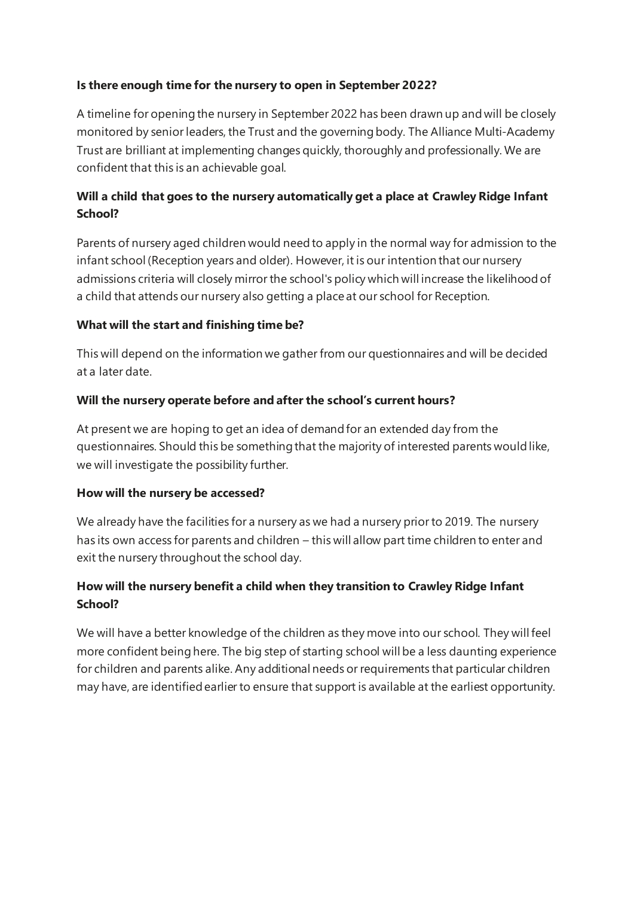**Is there enough time for the nursery to open in September 2022?**

A timeline for opening the nursery in September 2022 has been drawn up and will be closely monitored by senior leaders, the Trust and the governing body. The Alliance Multi-Academy Trust are brilliant at implementing changes quickly, thoroughly and professionally. We are confident that this is an achievable goal.

**Will a child that goes to the nursery automatically get a place at Crawley Ridge Infant School?**

Parents of nursery aged children would need to apply in the normal way for admission to the infant school (Reception years and older). However, it is our intention that our nursery admissions criteria will closely mirror the school's policy which will increase the likelihood of a child that attends our nursery also getting a place at our school for Reception.

**What will the start and finishing time be?**

This will depend on the information we gather from our questionnaires and will be decided at a later date.

**Will the nursery operate before and after the school's current hours?**

At present we are hoping to get an idea of demand for an extended day from the questionnaires. Should this be something that the majority of interested parents would like, we will investigate the possibility further.

**How will the nursery be accessed?**

We already have the facilities for a nursery as we had a nursery prior to 2019. The nursery has its own access for parents and children – this will allow part time children to enter and exit the nursery throughout the school day.

**How will the nursery benefit a child when they transition to Crawley Ridge Infant School?**

We will have a better knowledge of the children as they move into our school. They will feel more confident being here. The big step of starting school will be a less daunting experience for children and parents alike. Any additional needs or requirements that particular children may have, are identified earlier to ensure that support is available at the earliest opportunity.